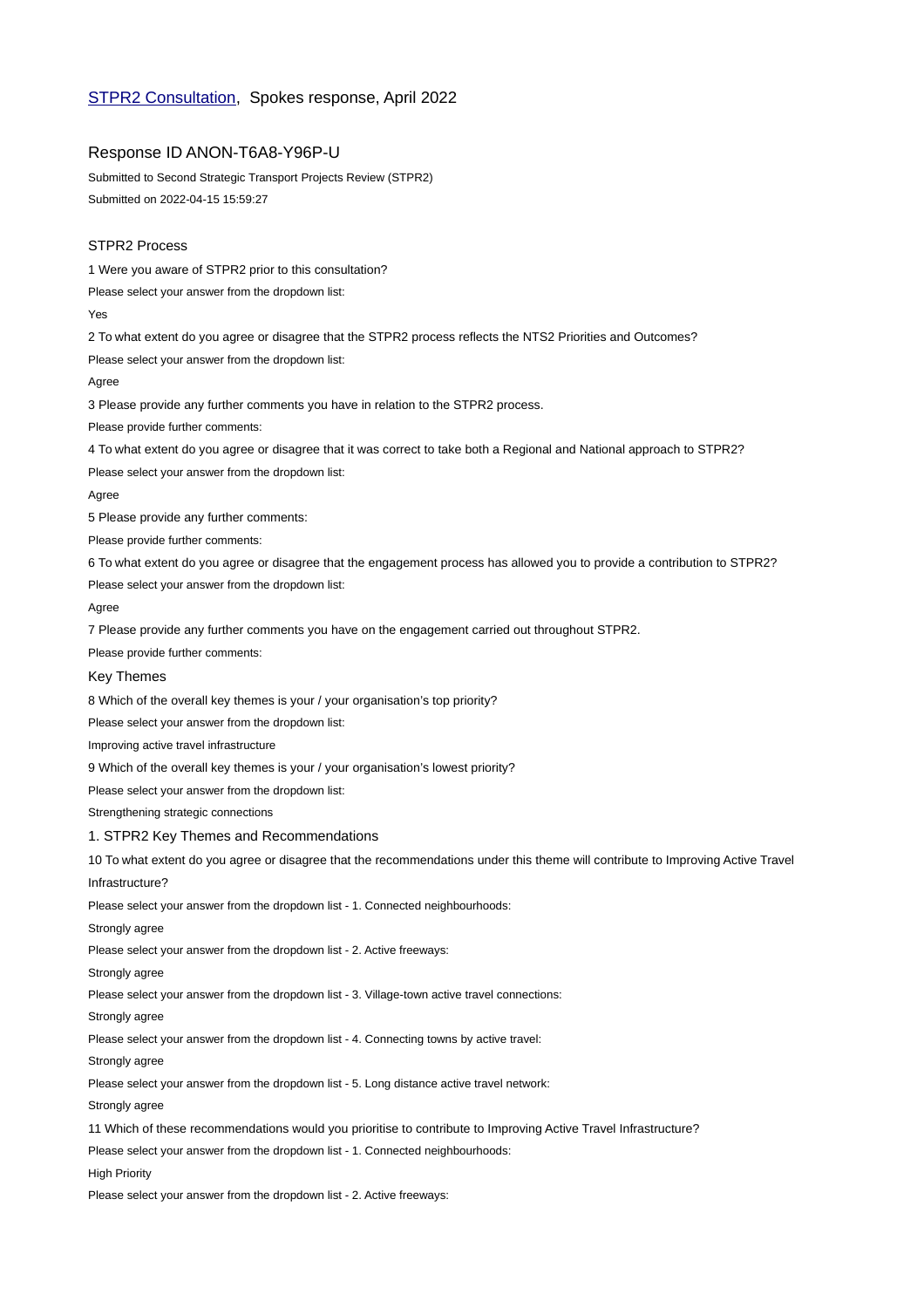## [STPR2 Consultation](), Spokes response, April 2022

### Response ID ANON-T6A8-Y96P-U

Submitted to Second Strategic Transport Projects Review (STPR2)

Submitted on 2022-04-15 15:59:27

### STPR2 Process

1 Were you aware of STPR2 prior to this consultation?

Please select your answer from the dropdown list:

Yes

2 To what extent do you agree or disagree that the STPR2 process reflects the NTS2 Priorities and Outcomes?

Please select your answer from the dropdown list:

Agree

3 Please provide any further comments you have in relation to the STPR2 process.

Please provide further comments:

4 To what extent do you agree or disagree that it was correct to take both a Regional and National approach to STPR2?

Please select your answer from the dropdown list:

Agree

5 Please provide any further comments:

Please provide further comments:

6 To what extent do you agree or disagree that the engagement process has allowed you to provide a contribution to STPR2?

Please select your answer from the dropdown list:

Agree

7 Please provide any further comments you have on the engagement carried out throughout STPR2.

Please provide further comments:

### Key Themes

8 Which of the overall key themes is your / your organisation's top priority?

Please select your answer from the dropdown list:

Improving active travel infrastructure

9 Which of the overall key themes is your / your organisation's lowest priority?

Please select your answer from the dropdown list:

Strengthening strategic connections

### 1. STPR2 Key Themes and Recommendations

10 To what extent do you agree or disagree that the recommendations under this theme will contribute to Improving Active Travel Infrastructure?

Please select your answer from the dropdown list - 1. Connected neighbourhoods:

Strongly agree

Please select your answer from the dropdown list - 2. Active freeways:

Strongly agree

Please select your answer from the dropdown list - 3. Village-town active travel connections:

Strongly agree

Please select your answer from the dropdown list - 4. Connecting towns by active travel:

Strongly agree

Please select your answer from the dropdown list - 5. Long distance active travel network:

Strongly agree

11 Which of these recommendations would you prioritise to contribute to Improving Active Travel Infrastructure?

Please select your answer from the dropdown list - 1. Connected neighbourhoods:

High Priority

Please select your answer from the dropdown list - 2. Active freeways: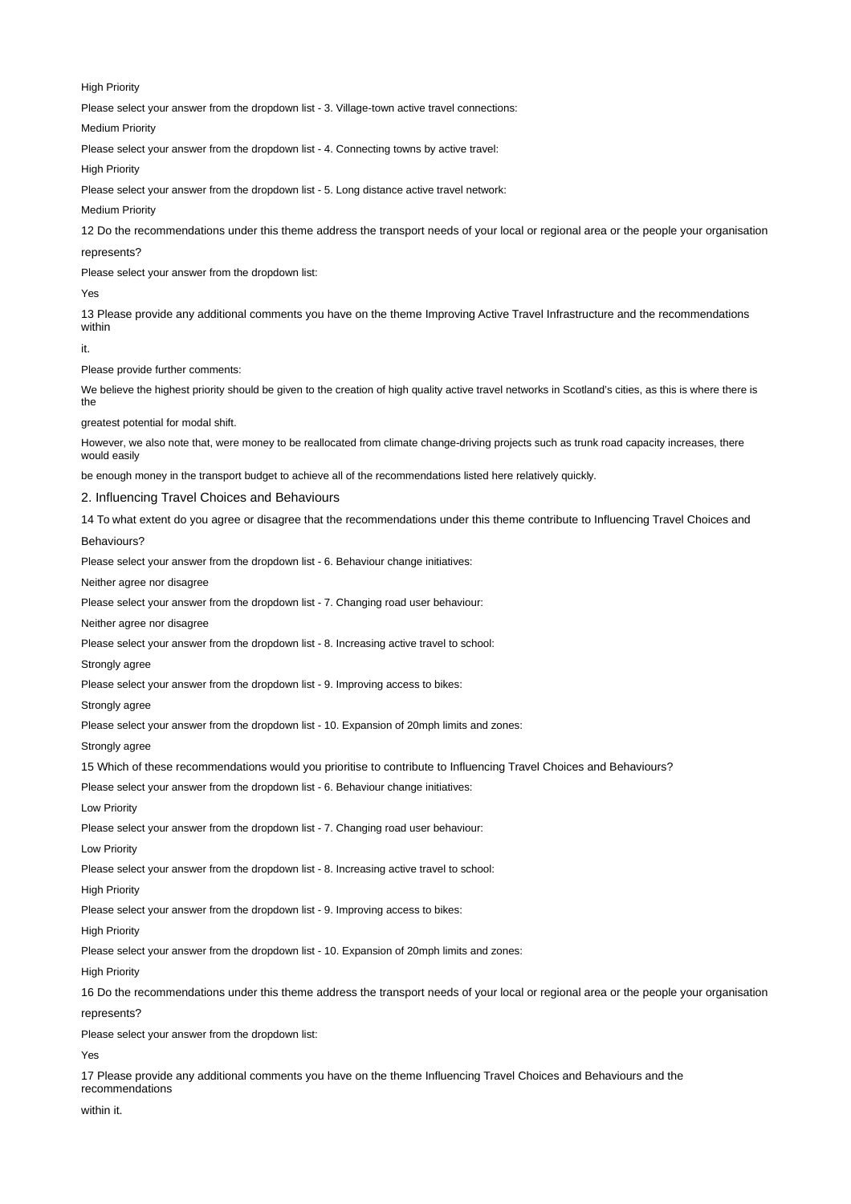High Priority

Please select your answer from the dropdown list - 3. Village-town active travel connections:

Medium Priority

Please select your answer from the dropdown list - 4. Connecting towns by active travel:

High Priority

Please select your answer from the dropdown list - 5. Long distance active travel network:

Medium Priority

12 Do the recommendations under this theme address the transport needs of your local or regional area or the people your organisation represents?

Please select your answer from the dropdown list:

Yes

13 Please provide any additional comments you have on the theme Improving Active Travel Infrastructure and the recommendations within it.

Please provide further comments:

We believe the highest priority should be given to the creation of high quality active travel networks in Scotland's cities, as this is where there is the greatest potential for modal shift.

However, we also note that, were money to be reallocated from climate change-driving projects such as trunk road capacity increases, there would easily be enough money in the transport budget to achieve all of the recommendations listed here relatively quickly.

## 2. Influencing Travel Choices and Behaviours

14 To what extent do you agree or disagree that the recommendations under this theme contribute to Influencing Travel Choices and Behaviours?

Please select your answer from the dropdown list - 6. Behaviour change initiatives:

Neither agree nor disagree

Please select your answer from the dropdown list - 7. Changing road user behaviour:

Neither agree nor disagree

Please select your answer from the dropdown list - 8. Increasing active travel to school:

Strongly agree

Please select your answer from the dropdown list - 9. Improving access to bikes:

Strongly agree

Please select your answer from the dropdown list - 10. Expansion of 20mph limits and zones:

Strongly agree

15 Which of these recommendations would you prioritise to contribute to Influencing Travel Choices and Behaviours?

Please select your answer from the dropdown list - 6. Behaviour change initiatives:

Low Priority

Please select your answer from the dropdown list - 7. Changing road user behaviour:

Low Priority

Please select your answer from the dropdown list - 8. Increasing active travel to school:

High Priority

Please select your answer from the dropdown list - 9. Improving access to bikes:

High Priority

Please select your answer from the dropdown list - 10. Expansion of 20mph limits and zones:

High Priority

16 Do the recommendations under this theme address the transport needs of your local or regional area or the people your organisation represents?

Please select your answer from the dropdown list:

Yes

17 Please provide any additional comments you have on the theme Influencing Travel Choices and Behaviours and the recommendations within it.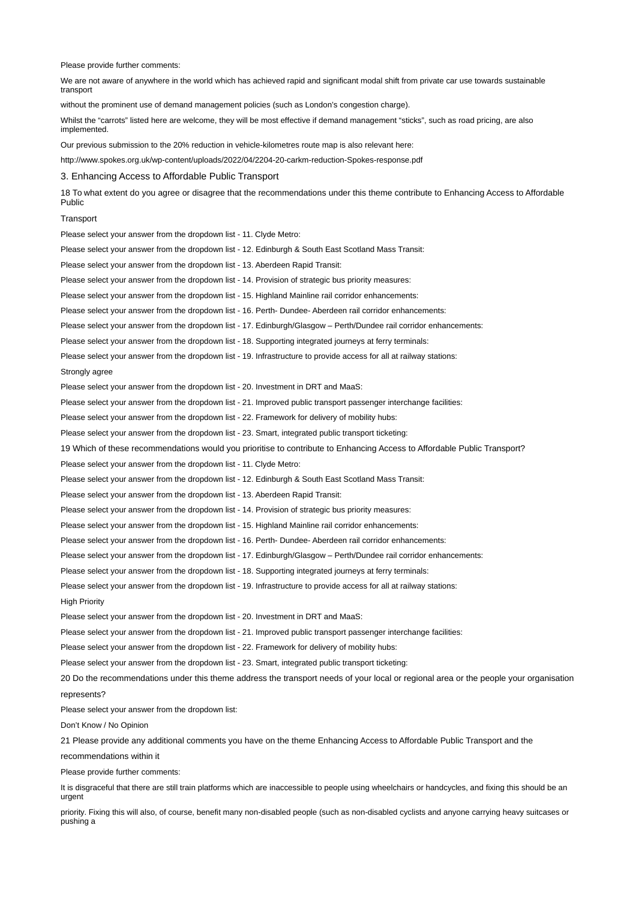Please provide further comments:

We are not aware of anywhere in the world which has achieved rapid and significant modal shift from private car use towards sustainable transport

without the prominent use of demand management policies (such as London's congestion charge).

Whilst the "carrots" listed here are welcome, they will be most effective if demand management "sticks", such as road pricing, are also implemented.

Our previous submission to the 20% reduction in vehicle-kilometres route map is also relevant here:

http://www.spokes.org.uk/wp-content/uploads/2022/04/2204-20-carkm-reduction-Spokes-response.pdf

## 3. Enhancing Access to Affordable Public Transport

18 To what extent do you agree or disagree that the recommendations under this theme contribute to Enhancing Access to Affordable Public

Transport

Please select your answer from the dropdown list - 11. Clyde Metro:

Please select your answer from the dropdown list - 12. Edinburgh & South East Scotland Mass Transit:

Please select your answer from the dropdown list - 13. Aberdeen Rapid Transit:

Please select your answer from the dropdown list - 14. Provision of strategic bus priority measures:

Please select your answer from the dropdown list - 15. Highland Mainline rail corridor enhancements:

Please select your answer from the dropdown list - 16. Perth- Dundee- Aberdeen rail corridor enhancements:

Please select your answer from the dropdown list - 17. Edinburgh/Glasgow – Perth/Dundee rail corridor enhancements:

Please select your answer from the dropdown list - 18. Supporting integrated journeys at ferry terminals:

Please select your answer from the dropdown list - 19. Infrastructure to provide access for all at railway stations:

Strongly agree

Please select your answer from the dropdown list - 20. Investment in DRT and MaaS:

Please select your answer from the dropdown list - 21. Improved public transport passenger interchange facilities:

Please select your answer from the dropdown list - 22. Framework for delivery of mobility hubs:

Please select your answer from the dropdown list - 23. Smart, integrated public transport ticketing:

19 Which of these recommendations would you prioritise to contribute to Enhancing Access to Affordable Public Transport?

Please select your answer from the dropdown list - 11. Clyde Metro:

Please select your answer from the dropdown list - 12. Edinburgh & South East Scotland Mass Transit:

Please select your answer from the dropdown list - 13. Aberdeen Rapid Transit:

Please select your answer from the dropdown list - 14. Provision of strategic bus priority measures:

Please select your answer from the dropdown list - 15. Highland Mainline rail corridor enhancements:

Please select your answer from the dropdown list - 16. Perth- Dundee- Aberdeen rail corridor enhancements:

Please select your answer from the dropdown list - 17. Edinburgh/Glasgow – Perth/Dundee rail corridor enhancements:

Please select your answer from the dropdown list - 18. Supporting integrated journeys at ferry terminals:

Please select your answer from the dropdown list - 19. Infrastructure to provide access for all at railway stations:

High Priority

Please select your answer from the dropdown list - 20. Investment in DRT and MaaS:

Please select your answer from the dropdown list - 21. Improved public transport passenger interchange facilities:

Please select your answer from the dropdown list - 22. Framework for delivery of mobility hubs:

Please select your answer from the dropdown list - 23. Smart, integrated public transport ticketing:

20 Do the recommendations under this theme address the transport needs of your local or regional area or the people your organisation represents?

Please select your answer from the dropdown list:

Don't Know / No Opinion

21 Please provide any additional comments you have on the theme Enhancing Access to Affordable Public Transport and the recommendations within it

Please provide further comments:

It is disgraceful that there are still train platforms which are inaccessible to people using wheelchairs or handcycles, and fixing this should be an urgent

priority. Fixing this will also, of course, benefit many non-disabled people (such as non-disabled cyclists and anyone carrying heavy suitcases or pushing a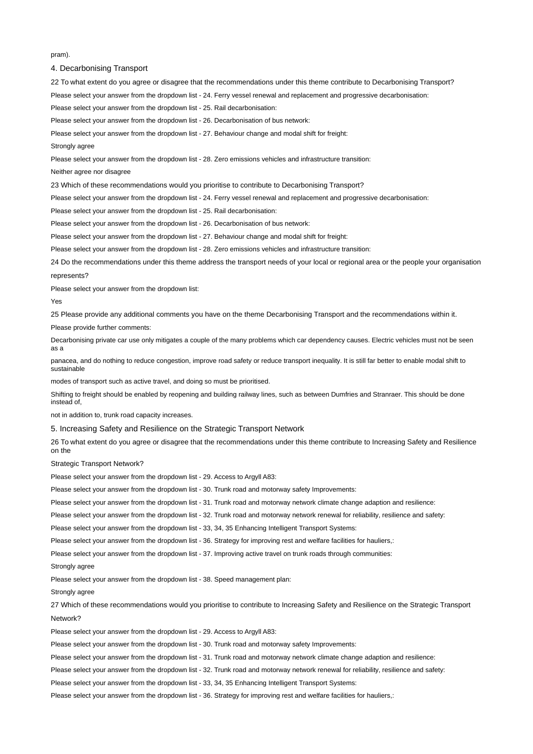pram).

## 4. Decarbonising Transport

22 To what extent do you agree or disagree that the recommendations under this theme contribute to Decarbonising Transport?

Please select your answer from the dropdown list - 24. Ferry vessel renewal and replacement and progressive decarbonisation:

Please select your answer from the dropdown list - 25. Rail decarbonisation:

Please select your answer from the dropdown list - 26. Decarbonisation of bus network:

Please select your answer from the dropdown list - 27. Behaviour change and modal shift for freight:

Strongly agree

Please select your answer from the dropdown list - 28. Zero emissions vehicles and infrastructure transition:

Neither agree nor disagree

23 Which of these recommendations would you prioritise to contribute to Decarbonising Transport?

Please select your answer from the dropdown list - 24. Ferry vessel renewal and replacement and progressive decarbonisation:

Please select your answer from the dropdown list - 25. Rail decarbonisation:

Please select your answer from the dropdown list - 26. Decarbonisation of bus network:

Please select your answer from the dropdown list - 27. Behaviour change and modal shift for freight:

Please select your answer from the dropdown list - 28. Zero emissions vehicles and infrastructure transition:

24 Do the recommendations under this theme address the transport needs of your local or regional area or the people your organisation represents?

Please select your answer from the dropdown list:

Yes

25 Please provide any additional comments you have on the theme Decarbonising Transport and the recommendations within it.

Please provide further comments:

Decarbonising private car use only mitigates a couple of the many problems which car dependency causes. Electric vehicles must not be seen as a panacea, and do nothing to reduce congestion, improve road safety or reduce transport inequality. It is still far better to enable modal shift to sustainable modes of transport such as active travel, and doing so must be prioritised.

Shifting to freight should be enabled by reopening and building railway lines, such as between Dumfries and Stranraer. This should be done instead of, not in addition to, trunk road capacity increases.

## 5. Increasing Safety and Resilience on the Strategic Transport Network

26 To what extent do you agree or disagree that the recommendations under this theme contribute to Increasing Safety and Resilience on the Strategic Transport Network?

Please select your answer from the dropdown list - 29. Access to Argyll A83:

Please select your answer from the dropdown list - 30. Trunk road and motorway safety Improvements:

Please select your answer from the dropdown list - 31. Trunk road and motorway network climate change adaption and resilience:

Please select your answer from the dropdown list - 32. Trunk road and motorway network renewal for reliability, resilience and safety:

Please select your answer from the dropdown list - 33, 34, 35 Enhancing Intelligent Transport Systems:

Please select your answer from the dropdown list - 36. Strategy for improving rest and welfare facilities for hauliers,:

Please select your answer from the dropdown list - 37. Improving active travel on trunk roads through communities:

Strongly agree

Please select your answer from the dropdown list - 38. Speed management plan:

Strongly agree

27 Which of these recommendations would you prioritise to contribute to Increasing Safety and Resilience on the Strategic Transport Network?

Please select your answer from the dropdown list - 29. Access to Argyll A83:

Please select your answer from the dropdown list - 30. Trunk road and motorway safety Improvements:

Please select your answer from the dropdown list - 31. Trunk road and motorway network climate change adaption and resilience:

Please select your answer from the dropdown list - 32. Trunk road and motorway network renewal for reliability, resilience and safety:

Please select your answer from the dropdown list - 33, 34, 35 Enhancing Intelligent Transport Systems:

Please select your answer from the dropdown list - 36. Strategy for improving rest and welfare facilities for hauliers,: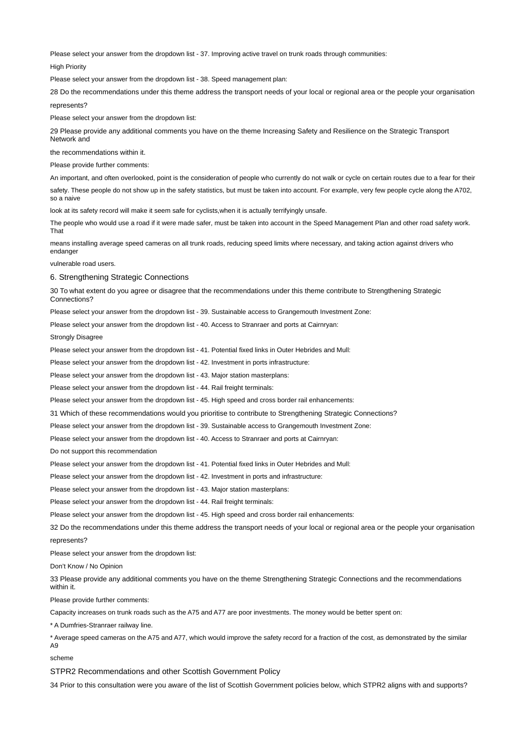Please select your answer from the dropdown list - 37. Improving active travel on trunk roads through communities:

High Priority

Please select your answer from the dropdown list - 38. Speed management plan:

28 Do the recommendations under this theme address the transport needs of your local or regional area or the people your organisation represents?

Please select your answer from the dropdown list:

29 Please provide any additional comments you have on the theme Increasing Safety and Resilience on the Strategic Transport Network and the recommendations within it.

Please provide further comments:

An important, and often overlooked, point is the consideration of people who currently do not walk or cycle on certain routes due to a fear for their safety. These people do not show up in the safety statistics, but must be taken into account. For example, very few people cycle along the A702, so a naive look at its safety record will make it seem safe for cyclists,when it is actually terrifyingly unsafe.

The people who would use a road if it were made safer, must be taken into account in the Speed Management Plan and other road safety work. That means installing average speed cameras on all trunk roads, reducing speed limits where necessary, and taking action against drivers who endanger vulnerable road users.

## 6. Strengthening Strategic Connections

30 To what extent do you agree or disagree that the recommendations under this theme contribute to Strengthening Strategic Connections?

Please select your answer from the dropdown list - 39. Sustainable access to Grangemouth Investment Zone:

Please select your answer from the dropdown list - 40. Access to Stranraer and ports at Cairnryan:

Strongly Disagree

Please select your answer from the dropdown list - 41. Potential fixed links in Outer Hebrides and Mull:

Please select your answer from the dropdown list - 42. Investment in ports infrastructure:

Please select your answer from the dropdown list - 43. Major station masterplans:

Please select your answer from the dropdown list - 44. Rail freight terminals:

Please select your answer from the dropdown list - 45. High speed and cross border rail enhancements:

31 Which of these recommendations would you prioritise to contribute to Strengthening Strategic Connections?

Please select your answer from the dropdown list - 39. Sustainable access to Grangemouth Investment Zone:

Please select your answer from the dropdown list - 40. Access to Stranraer and ports at Cairnryan:

Do not support this recommendation

Please select your answer from the dropdown list - 41. Potential fixed links in Outer Hebrides and Mull:

Please select your answer from the dropdown list - 42. Investment in ports and infrastructure:

Please select your answer from the dropdown list - 43. Major station masterplans:

Please select your answer from the dropdown list - 44. Rail freight terminals:

Please select your answer from the dropdown list - 45. High speed and cross border rail enhancements:

32 Do the recommendations under this theme address the transport needs of your local or regional area or the people your organisation represents?

Please select your answer from the dropdown list:

Don't Know / No Opinion

33 Please provide any additional comments you have on the theme Strengthening Strategic Connections and the recommendations within it.

Please provide further comments:

Capacity increases on trunk roads such as the A75 and A77 are poor investments. The money would be better spent on:

* A Dumfries-Stranraer railway line.

* Average speed cameras on the A75 and A77, which would improve the safety record for a fraction of the cost, as demonstrated by the similar A9 scheme

## STPR2 Recommendations and other Scottish Government Policy

34 Prior to this consultation were you aware of the list of Scottish Government policies below, which STPR2 aligns with and supports?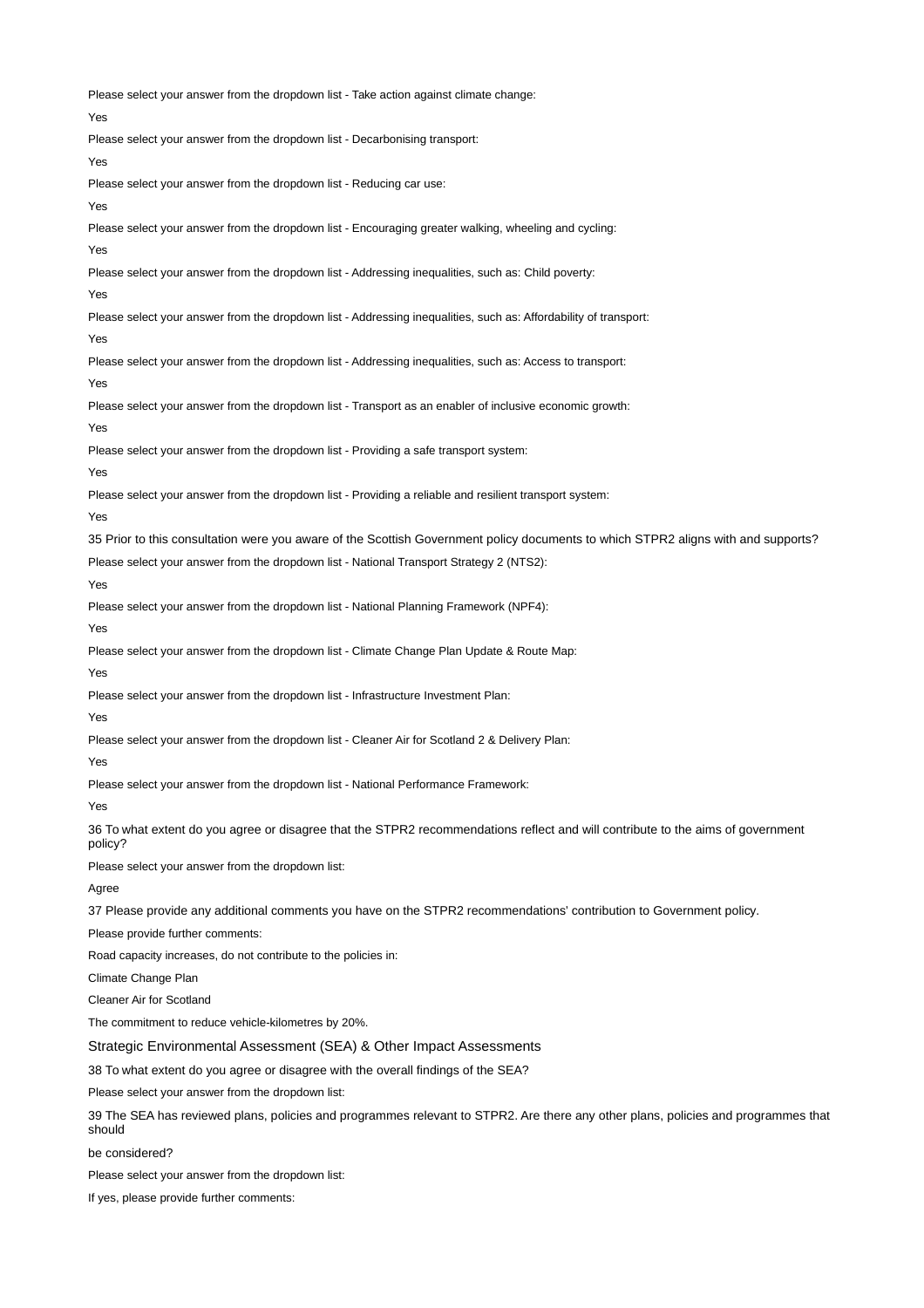Please select your answer from the dropdown list - Take action against climate change:

Yes

Please select your answer from the dropdown list - Decarbonising transport:

Yes

Please select your answer from the dropdown list - Reducing car use:

Yes

Please select your answer from the dropdown list - Encouraging greater walking, wheeling and cycling:

Yes

Please select your answer from the dropdown list - Addressing inequalities, such as: Child poverty:

Yes

Please select your answer from the dropdown list - Addressing inequalities, such as: Affordability of transport:

Yes

Please select your answer from the dropdown list - Addressing inequalities, such as: Access to transport:

Yes

Please select your answer from the dropdown list - Transport as an enabler of inclusive economic growth:

Yes

Please select your answer from the dropdown list - Providing a safe transport system:

Yes

Please select your answer from the dropdown list - Providing a reliable and resilient transport system:

Yes

35 Prior to this consultation were you aware of the Scottish Government policy documents to which STPR2 aligns with and supports?

Please select your answer from the dropdown list - National Transport Strategy 2 (NTS2):

Yes

Please select your answer from the dropdown list - National Planning Framework (NPF4):

Yes

Please select your answer from the dropdown list - Climate Change Plan Update & Route Map:

Yes

Please select your answer from the dropdown list - Infrastructure Investment Plan:

Yes

Please select your answer from the dropdown list - Cleaner Air for Scotland 2 & Delivery Plan:

Yes

Please select your answer from the dropdown list - National Performance Framework:

Yes

36 To what extent do you agree or disagree that the STPR2 recommendations reflect and will contribute to the aims of government policy?

Please select your answer from the dropdown list:

Agree

37 Please provide any additional comments you have on the STPR2 recommendations' contribution to Government policy.

Please provide further comments:

Road capacity increases, do not contribute to the policies in:

Climate Change Plan

Cleaner Air for Scotland

The commitment to reduce vehicle-kilometres by 20%.

## Strategic Environmental Assessment (SEA) & Other Impact Assessments

38 To what extent do you agree or disagree with the overall findings of the SEA?

Please select your answer from the dropdown list:

39 The SEA has reviewed plans, policies and programmes relevant to STPR2. Are there any other plans, policies and programmes that should

be considered?

Please select your answer from the dropdown list:

If yes, please provide further comments: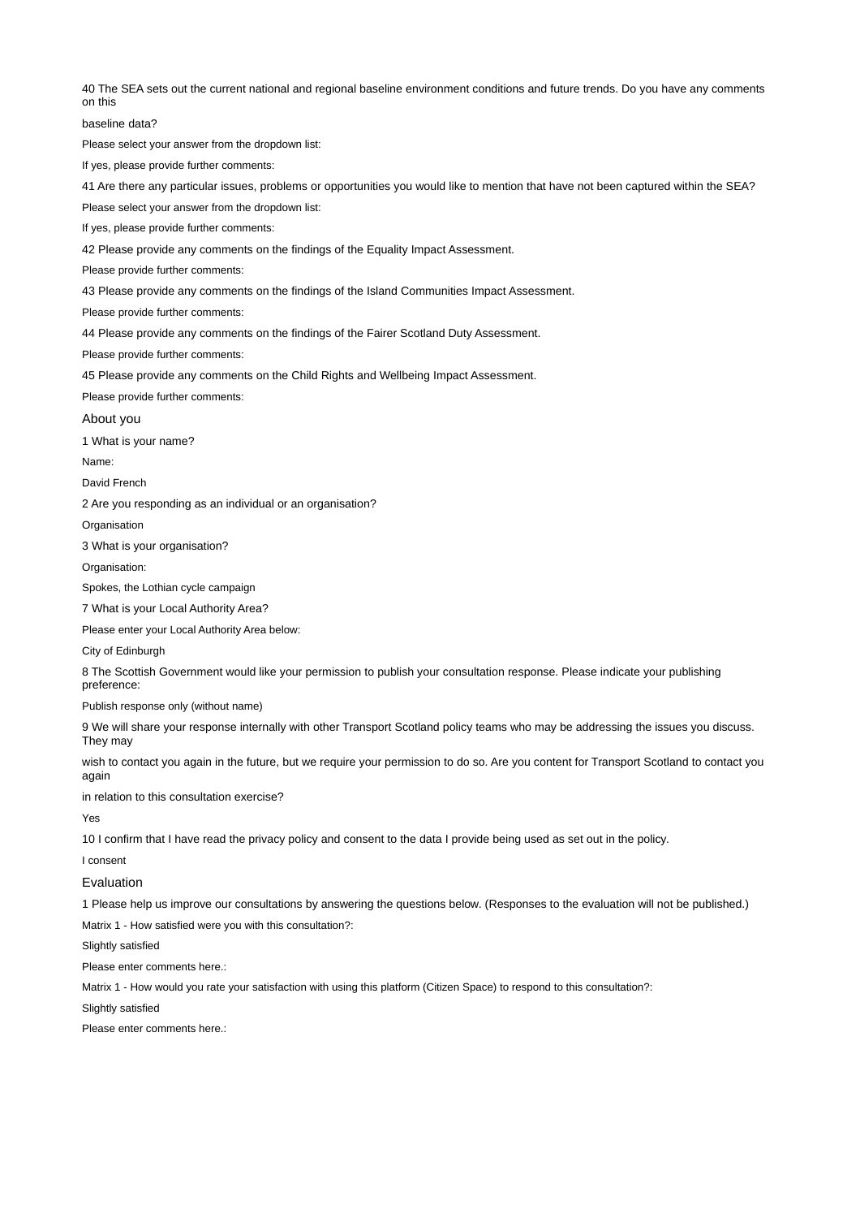40 The SEA sets out the current national and regional baseline environment conditions and future trends. Do you have any comments on this

baseline data?

Please select your answer from the dropdown list:

If yes, please provide further comments:

41 Are there any particular issues, problems or opportunities you would like to mention that have not been captured within the SEA?

Please select your answer from the dropdown list:

If yes, please provide further comments:

42 Please provide any comments on the findings of the Equality Impact Assessment.

Please provide further comments:

43 Please provide any comments on the findings of the Island Communities Impact Assessment.

Please provide further comments:

44 Please provide any comments on the findings of the Fairer Scotland Duty Assessment.

Please provide further comments:

45 Please provide any comments on the Child Rights and Wellbeing Impact Assessment.

Please provide further comments:

## About you

1 What is your name?

Name:

David French

2 Are you responding as an individual or an organisation?

Organisation

3 What is your organisation?

Organisation:

Spokes, the Lothian cycle campaign

7 What is your Local Authority Area?

Please enter your Local Authority Area below:

City of Edinburgh

8 The Scottish Government would like your permission to publish your consultation response. Please indicate your publishing preference:

Publish response only (without name)

9 We will share your response internally with other Transport Scotland policy teams who may be addressing the issues you discuss. They may

wish to contact you again in the future, but we require your permission to do so. Are you content for Transport Scotland to contact you again

in relation to this consultation exercise?

Yes

10 I confirm that I have read the privacy policy and consent to the data I provide being used as set out in the policy.

I consent

## Evaluation

1 Please help us improve our consultations by answering the questions below. (Responses to the evaluation will not be published.)

Matrix 1 - How satisfied were you with this consultation?:

Slightly satisfied

Please enter comments here.:

Matrix 1 - How would you rate your satisfaction with using this platform (Citizen Space) to respond to this consultation?:

Slightly satisfied

Please enter comments here.: